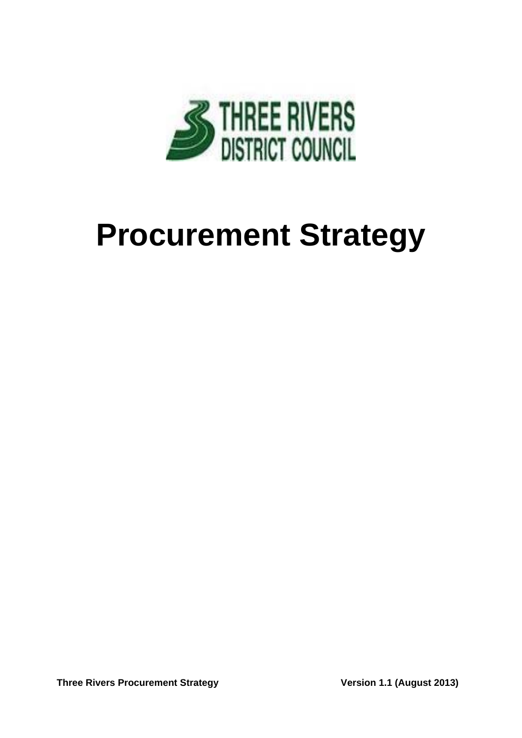THREE RIVERS DISTRICT COUNCIL

# Procurement Strategy

**Three Rivers Procurement Strategy** **Version 1.1 (August 2013)**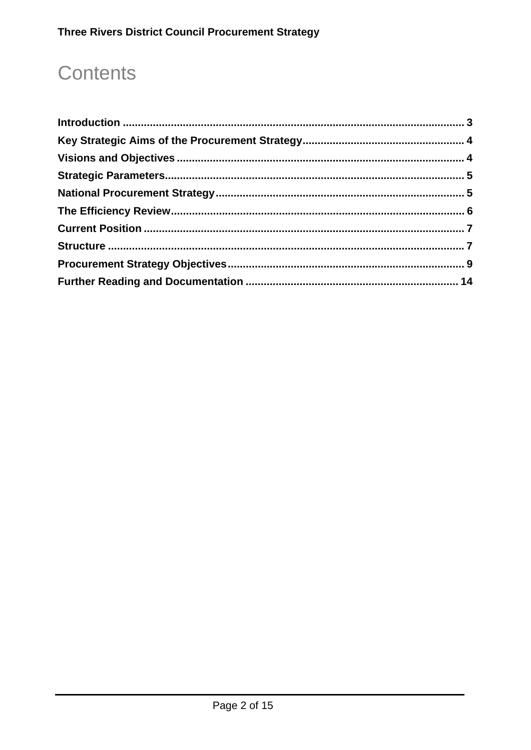# Contents

**Introduction** ........................................................................................................ 3
**Key Strategic Aims of the Procurement Strategy**..................................................... 4
**Visions and Objectives** .............................................................................................. 4
**Strategic Parameters**.................................................................................................. 5
**National Procurement Strategy**.................................................................................. 5
**The Efficiency Review**................................................................................................ 6
**Current Position** ......................................................................................................... 7
**Structure** .................................................................................................................... 7
**Procurement Strategy Objectives**.............................................................................. 9
**Further Reading and Documentation** ...................................................................... 14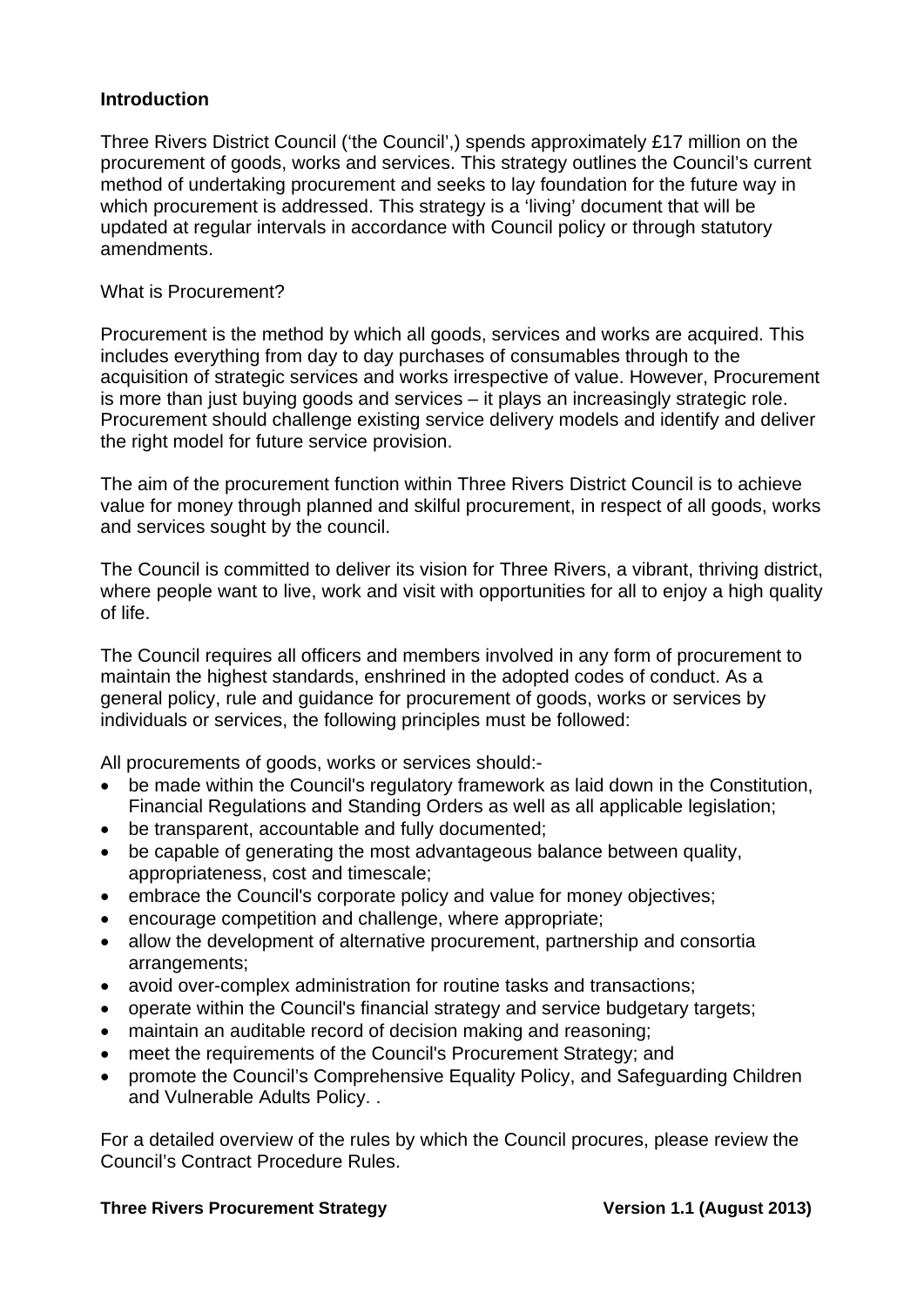## Introduction

Three Rivers District Council ('the Council',) spends approximately £17 million on the procurement of goods, works and services. This strategy outlines the Council's current method of undertaking procurement and seeks to lay foundation for the future way in which procurement is addressed. This strategy is a 'living' document that will be updated at regular intervals in accordance with Council policy or through statutory amendments.

What is Procurement?

Procurement is the method by which all goods, services and works are acquired. This includes everything from day to day purchases of consumables through to the acquisition of strategic services and works irrespective of value. However, Procurement is more than just buying goods and services – it plays an increasingly strategic role. Procurement should challenge existing service delivery models and identify and deliver the right model for future service provision.

The aim of the procurement function within Three Rivers District Council is to achieve value for money through planned and skilful procurement, in respect of all goods, works and services sought by the council.

The Council is committed to deliver its vision for Three Rivers, a vibrant, thriving district, where people want to live, work and visit with opportunities for all to enjoy a high quality of life.

The Council requires all officers and members involved in any form of procurement to maintain the highest standards, enshrined in the adopted codes of conduct. As a general policy, rule and guidance for procurement of goods, works or services by individuals or services, the following principles must be followed:

All procurements of goods, works or services should:-

- be made within the Council's regulatory framework as laid down in the Constitution, Financial Regulations and Standing Orders as well as all applicable legislation;
- be transparent, accountable and fully documented;
- be capable of generating the most advantageous balance between quality, appropriateness, cost and timescale;
- embrace the Council's corporate policy and value for money objectives;
- encourage competition and challenge, where appropriate;
- allow the development of alternative procurement, partnership and consortia arrangements;
- avoid over-complex administration for routine tasks and transactions;
- operate within the Council's financial strategy and service budgetary targets;
- maintain an auditable record of decision making and reasoning;
- meet the requirements of the Council's Procurement Strategy; and
- promote the Council's Comprehensive Equality Policy, and Safeguarding Children and Vulnerable Adults Policy. .

For a detailed overview of the rules by which the Council procures, please review the Council's Contract Procedure Rules.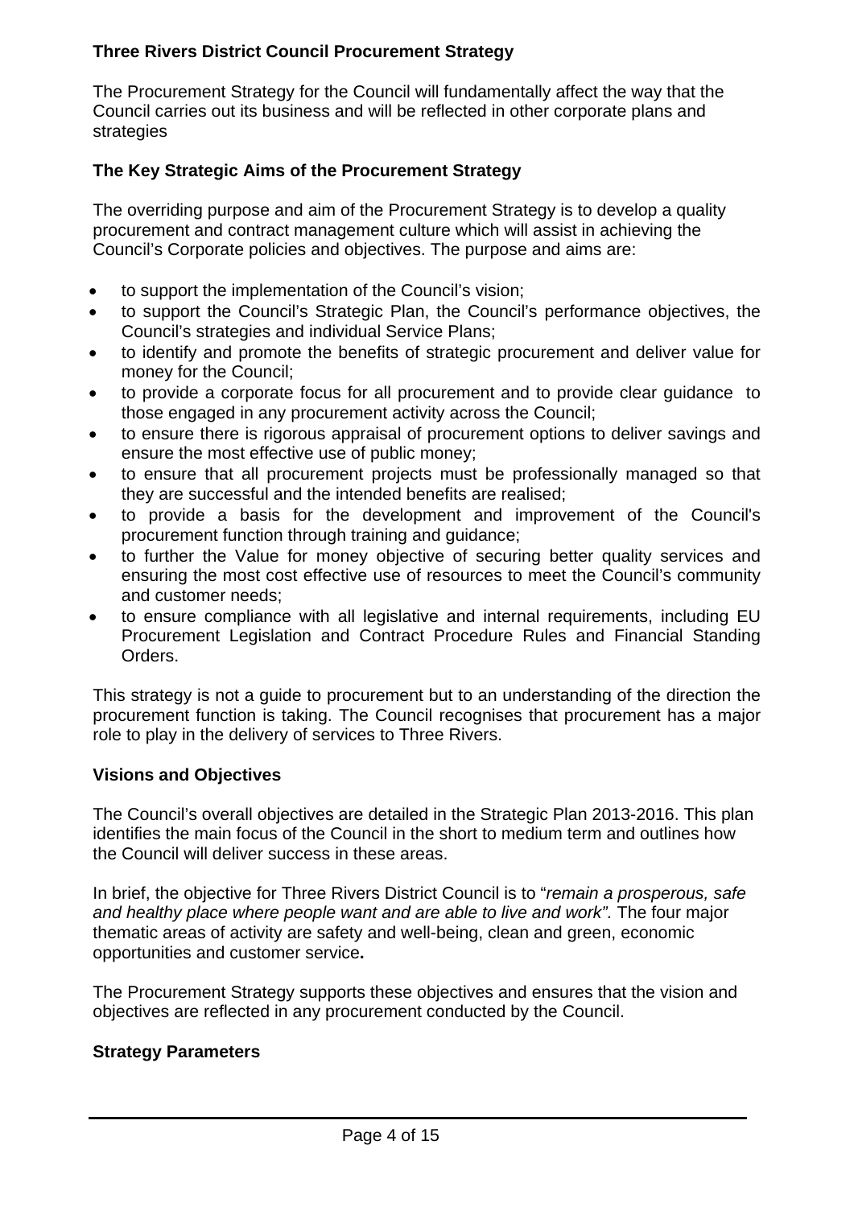## Three Rivers District Council Procurement Strategy

The Procurement Strategy for the Council will fundamentally affect the way that the Council carries out its business and will be reflected in other corporate plans and strategies

## The Key Strategic Aims of the Procurement Strategy

The overriding purpose and aim of the Procurement Strategy is to develop a quality procurement and contract management culture which will assist in achieving the Council's Corporate policies and objectives. The purpose and aims are:

- to support the implementation of the Council's vision;
- to support the Council's Strategic Plan, the Council's performance objectives, the Council's strategies and individual Service Plans;
- to identify and promote the benefits of strategic procurement and deliver value for money for the Council;
- to provide a corporate focus for all procurement and to provide clear guidance to those engaged in any procurement activity across the Council;
- to ensure there is rigorous appraisal of procurement options to deliver savings and ensure the most effective use of public money;
- to ensure that all procurement projects must be professionally managed so that they are successful and the intended benefits are realised;
- to provide a basis for the development and improvement of the Council's procurement function through training and guidance;
- to further the Value for money objective of securing better quality services and ensuring the most cost effective use of resources to meet the Council's community and customer needs;
- to ensure compliance with all legislative and internal requirements, including EU Procurement Legislation and Contract Procedure Rules and Financial Standing Orders.

This strategy is not a guide to procurement but to an understanding of the direction the procurement function is taking. The Council recognises that procurement has a major role to play in the delivery of services to Three Rivers.

## Visions and Objectives

The Council's overall objectives are detailed in the Strategic Plan 2013-2016. This plan identifies the main focus of the Council in the short to medium term and outlines how the Council will deliver success in these areas.

In brief, the objective for Three Rivers District Council is to "*remain a prosperous, safe and healthy place where people want and are able to live and work".* The four major thematic areas of activity are safety and well-being, clean and green, economic opportunities and customer service**.**

The Procurement Strategy supports these objectives and ensures that the vision and objectives are reflected in any procurement conducted by the Council.

## Strategy Parameters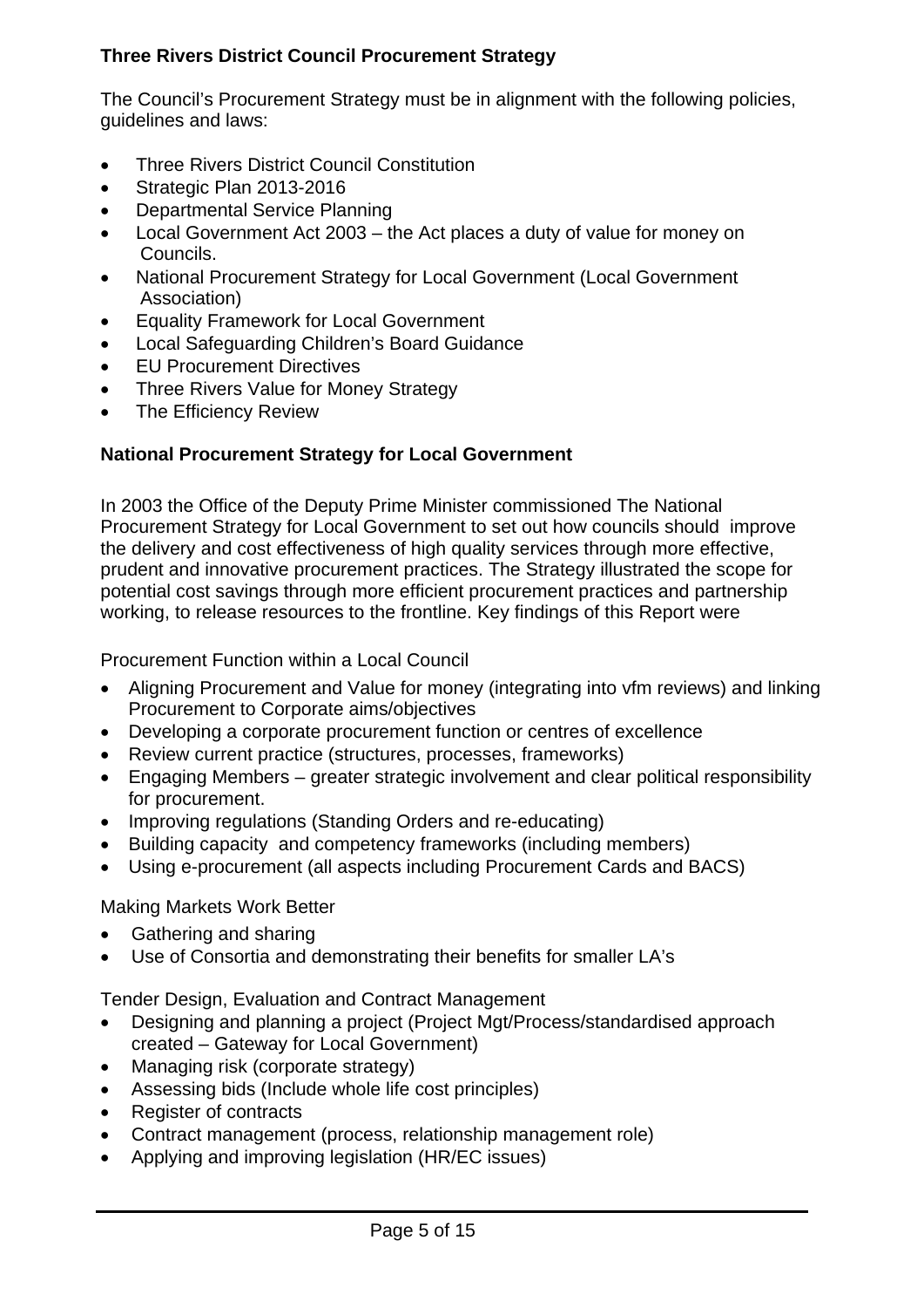**Three Rivers District Council Procurement Strategy**

The Council's Procurement Strategy must be in alignment with the following policies, guidelines and laws:

- Three Rivers District Council Constitution
- Strategic Plan 2013-2016
- Departmental Service Planning
- Local Government Act 2003 – the Act places a duty of value for money on Councils.
- National Procurement Strategy for Local Government (Local Government Association)
- Equality Framework for Local Government
- Local Safeguarding Children's Board Guidance
- EU Procurement Directives
- Three Rivers Value for Money Strategy
- The Efficiency Review

**National Procurement Strategy for Local Government**

In 2003 the Office of the Deputy Prime Minister commissioned The National Procurement Strategy for Local Government to set out how councils should improve the delivery and cost effectiveness of high quality services through more effective, prudent and innovative procurement practices. The Strategy illustrated the scope for potential cost savings through more efficient procurement practices and partnership working, to release resources to the frontline. Key findings of this Report were

Procurement Function within a Local Council

- Aligning Procurement and Value for money (integrating into vfm reviews) and linking Procurement to Corporate aims/objectives
- Developing a corporate procurement function or centres of excellence
- Review current practice (structures, processes, frameworks)
- Engaging Members – greater strategic involvement and clear political responsibility for procurement.
- Improving regulations (Standing Orders and re-educating)
- Building capacity and competency frameworks (including members)
- Using e-procurement (all aspects including Procurement Cards and BACS)

Making Markets Work Better

- Gathering and sharing
- Use of Consortia and demonstrating their benefits for smaller LA's

Tender Design, Evaluation and Contract Management

- Designing and planning a project (Project Mgt/Process/standardised approach created – Gateway for Local Government)
- Managing risk (corporate strategy)
- Assessing bids (Include whole life cost principles)
- Register of contracts
- Contract management (process, relationship management role)
- Applying and improving legislation (HR/EC issues)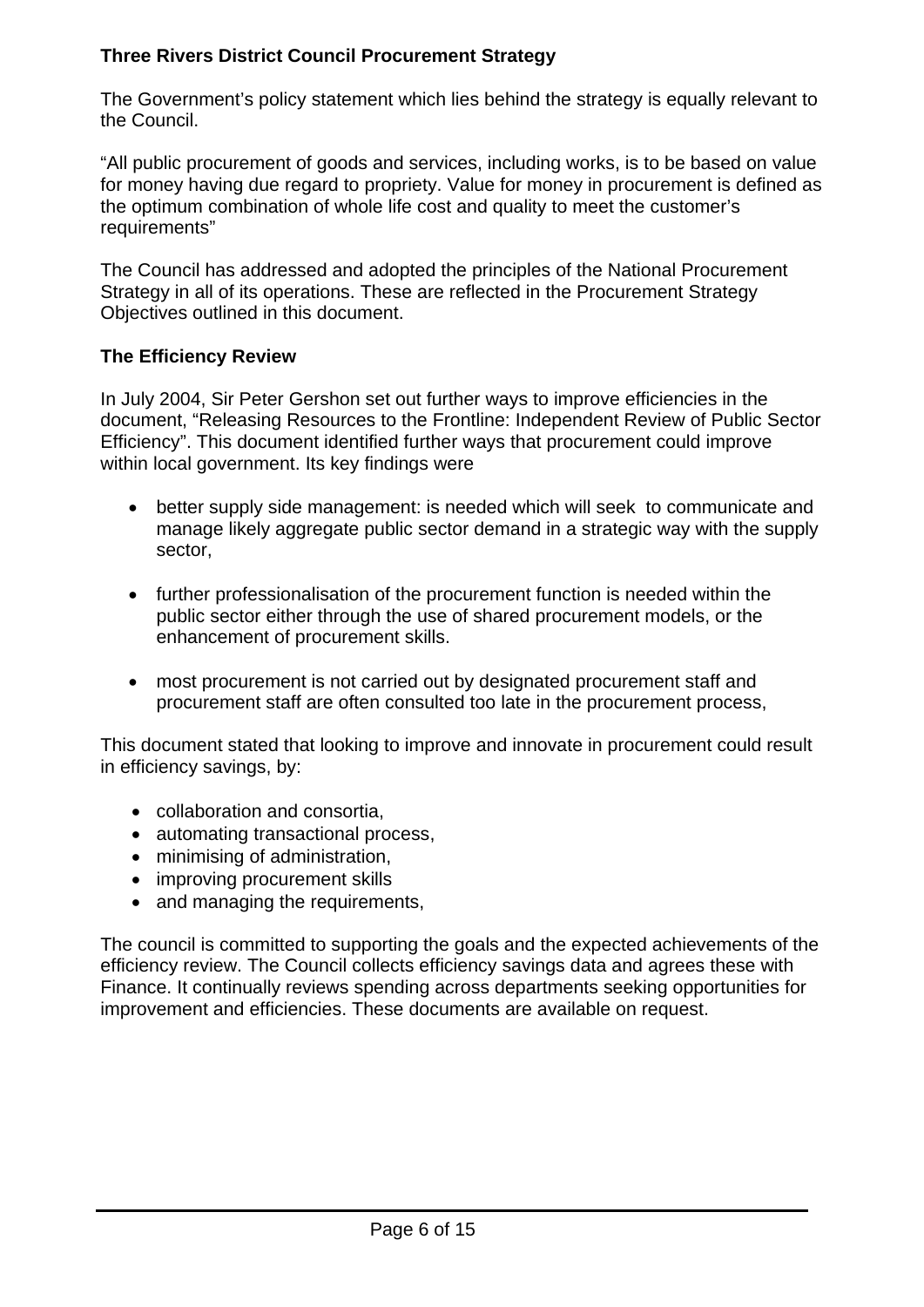**Three Rivers District Council Procurement Strategy**

The Government's policy statement which lies behind the strategy is equally relevant to the Council.

"All public procurement of goods and services, including works, is to be based on value for money having due regard to propriety. Value for money in procurement is defined as the optimum combination of whole life cost and quality to meet the customer's requirements"

The Council has addressed and adopted the principles of the National Procurement Strategy in all of its operations. These are reflected in the Procurement Strategy Objectives outlined in this document.

**The Efficiency Review**

In July 2004, Sir Peter Gershon set out further ways to improve efficiencies in the document, "Releasing Resources to the Frontline: Independent Review of Public Sector Efficiency". This document identified further ways that procurement could improve within local government. Its key findings were

- better supply side management: is needed which will seek to communicate and manage likely aggregate public sector demand in a strategic way with the supply sector,

- further professionalisation of the procurement function is needed within the public sector either through the use of shared procurement models, or the enhancement of procurement skills.

- most procurement is not carried out by designated procurement staff and procurement staff are often consulted too late in the procurement process,

This document stated that looking to improve and innovate in procurement could result in efficiency savings, by:

- collaboration and consortia,
- automating transactional process,
- minimising of administration,
- improving procurement skills
- and managing the requirements,

The council is committed to supporting the goals and the expected achievements of the efficiency review. The Council collects efficiency savings data and agrees these with Finance. It continually reviews spending across departments seeking opportunities for improvement and efficiencies. These documents are available on request.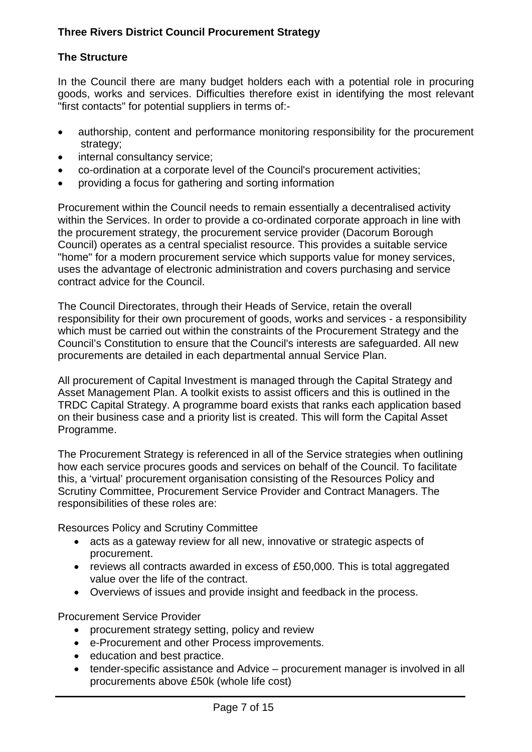**Three Rivers District Council Procurement Strategy**

**The Structure**

In the Council there are many budget holders each with a potential role in procuring goods, works and services. Difficulties therefore exist in identifying the most relevant "first contacts" for potential suppliers in terms of:-

- authorship, content and performance monitoring responsibility for the procurement strategy;
- internal consultancy service;
- co-ordination at a corporate level of the Council's procurement activities;
- providing a focus for gathering and sorting information

Procurement within the Council needs to remain essentially a decentralised activity within the Services. In order to provide a co-ordinated corporate approach in line with the procurement strategy, the procurement service provider (Dacorum Borough Council) operates as a central specialist resource. This provides a suitable service "home" for a modern procurement service which supports value for money services, uses the advantage of electronic administration and covers purchasing and service contract advice for the Council.

The Council Directorates, through their Heads of Service, retain the overall responsibility for their own procurement of goods, works and services - a responsibility which must be carried out within the constraints of the Procurement Strategy and the Council's Constitution to ensure that the Council's interests are safeguarded. All new procurements are detailed in each departmental annual Service Plan.

All procurement of Capital Investment is managed through the Capital Strategy and Asset Management Plan. A toolkit exists to assist officers and this is outlined in the TRDC Capital Strategy. A programme board exists that ranks each application based on their business case and a priority list is created. This will form the Capital Asset Programme.

The Procurement Strategy is referenced in all of the Service strategies when outlining how each service procures goods and services on behalf of the Council. To facilitate this, a 'virtual' procurement organisation consisting of the Resources Policy and Scrutiny Committee, Procurement Service Provider and Contract Managers. The responsibilities of these roles are:

Resources Policy and Scrutiny Committee

- acts as a gateway review for all new, innovative or strategic aspects of procurement.
- reviews all contracts awarded in excess of £50,000. This is total aggregated value over the life of the contract.
- Overviews of issues and provide insight and feedback in the process.

Procurement Service Provider

- procurement strategy setting, policy and review
- e-Procurement and other Process improvements.
- education and best practice.
- tender-specific assistance and Advice – procurement manager is involved in all procurements above £50k (whole life cost)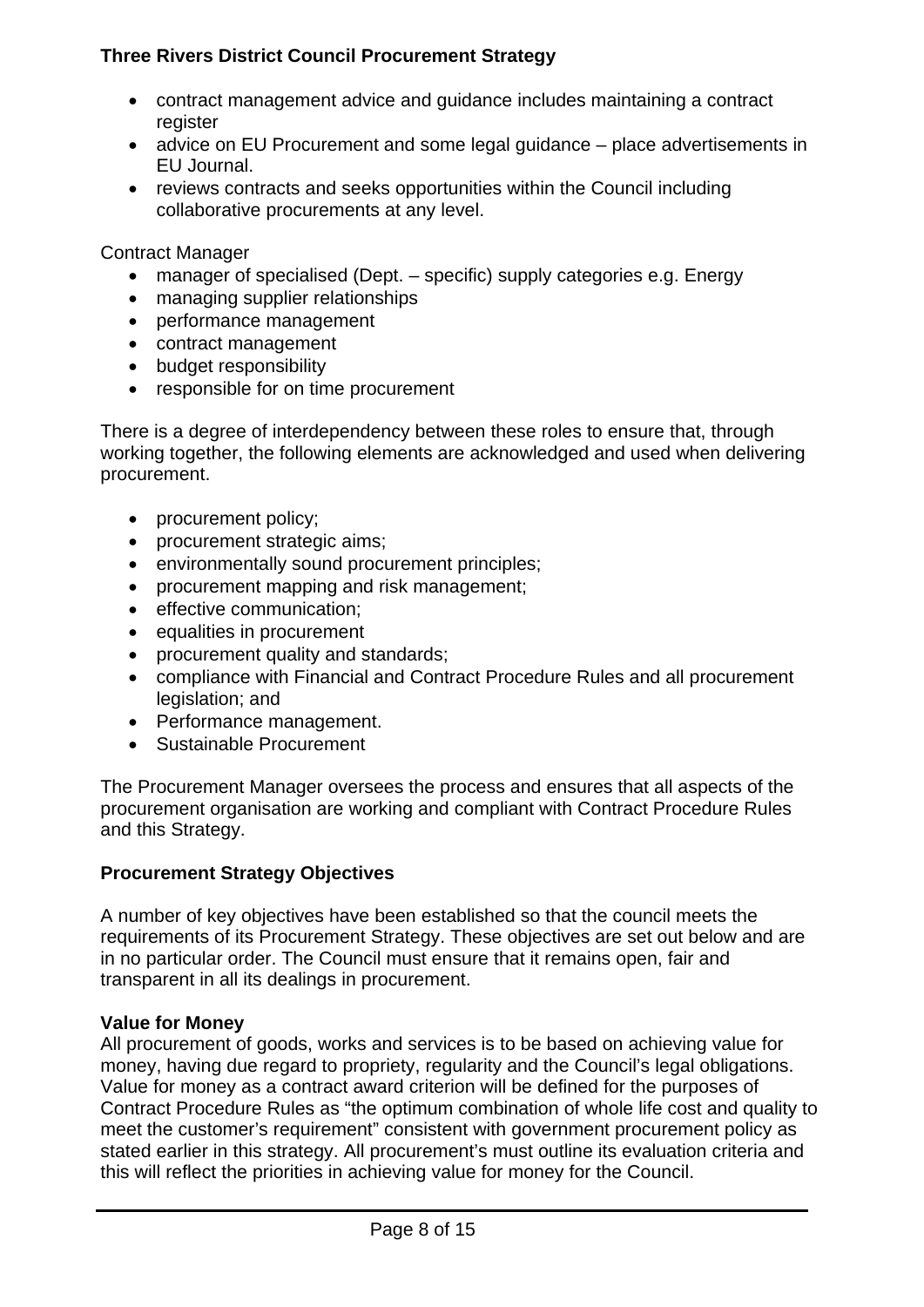- contract management advice and guidance includes maintaining a contract register
- advice on EU Procurement and some legal guidance – place advertisements in EU Journal.
- reviews contracts and seeks opportunities within the Council including collaborative procurements at any level.

Contract Manager

- manager of specialised (Dept. – specific) supply categories e.g. Energy
- managing supplier relationships
- performance management
- contract management
- budget responsibility
- responsible for on time procurement

There is a degree of interdependency between these roles to ensure that, through working together, the following elements are acknowledged and used when delivering procurement.

- procurement policy;
- procurement strategic aims;
- environmentally sound procurement principles;
- procurement mapping and risk management;
- effective communication;
- equalities in procurement
- procurement quality and standards;
- compliance with Financial and Contract Procedure Rules and all procurement legislation; and
- Performance management.
- Sustainable Procurement

The Procurement Manager oversees the process and ensures that all aspects of the procurement organisation are working and compliant with Contract Procedure Rules and this Strategy.

## Procurement Strategy Objectives

A number of key objectives have been established so that the council meets the requirements of its Procurement Strategy. These objectives are set out below and are in no particular order. The Council must ensure that it remains open, fair and transparent in all its dealings in procurement.

### Value for Money

All procurement of goods, works and services is to be based on achieving value for money, having due regard to propriety, regularity and the Council's legal obligations. Value for money as a contract award criterion will be defined for the purposes of Contract Procedure Rules as "the optimum combination of whole life cost and quality to meet the customer's requirement" consistent with government procurement policy as stated earlier in this strategy. All procurement's must outline its evaluation criteria and this will reflect the priorities in achieving value for money for the Council.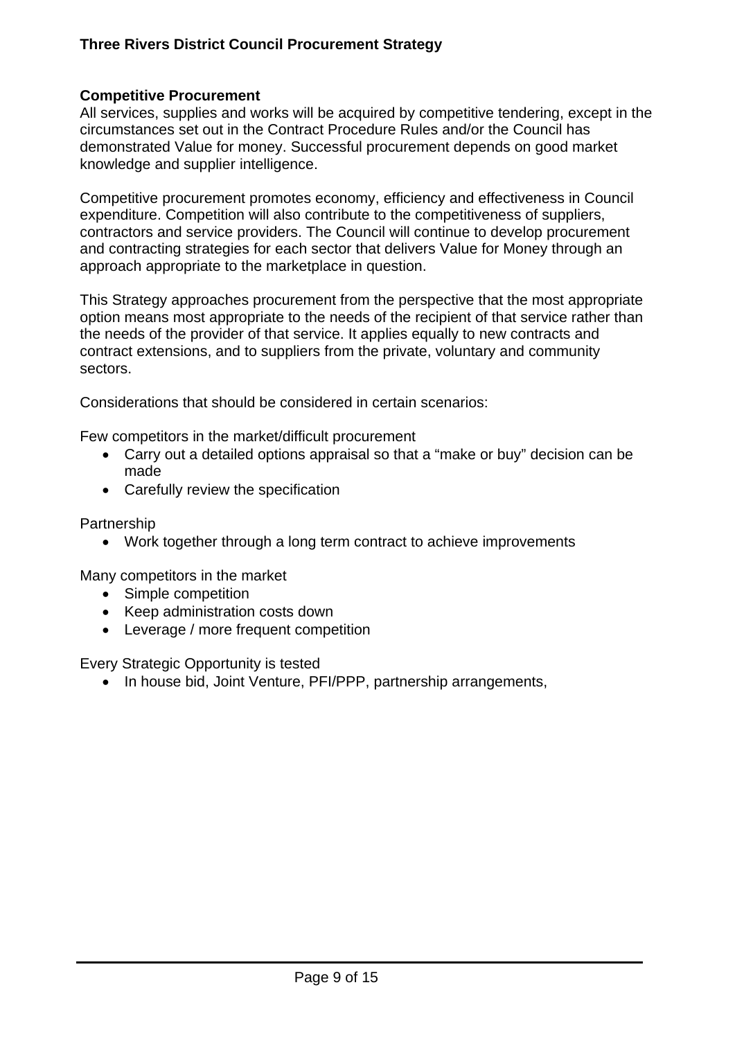**Competitive Procurement**

All services, supplies and works will be acquired by competitive tendering, except in the circumstances set out in the Contract Procedure Rules and/or the Council has demonstrated Value for money. Successful procurement depends on good market knowledge and supplier intelligence.

Competitive procurement promotes economy, efficiency and effectiveness in Council expenditure. Competition will also contribute to the competitiveness of suppliers, contractors and service providers. The Council will continue to develop procurement and contracting strategies for each sector that delivers Value for Money through an approach appropriate to the marketplace in question.

This Strategy approaches procurement from the perspective that the most appropriate option means most appropriate to the needs of the recipient of that service rather than the needs of the provider of that service. It applies equally to new contracts and contract extensions, and to suppliers from the private, voluntary and community sectors.

Considerations that should be considered in certain scenarios:

Few competitors in the market/difficult procurement

- Carry out a detailed options appraisal so that a "make or buy" decision can be made
- Carefully review the specification

Partnership

- Work together through a long term contract to achieve improvements

Many competitors in the market

- Simple competition
- Keep administration costs down
- Leverage / more frequent competition

Every Strategic Opportunity is tested

- In house bid, Joint Venture, PFI/PPP, partnership arrangements,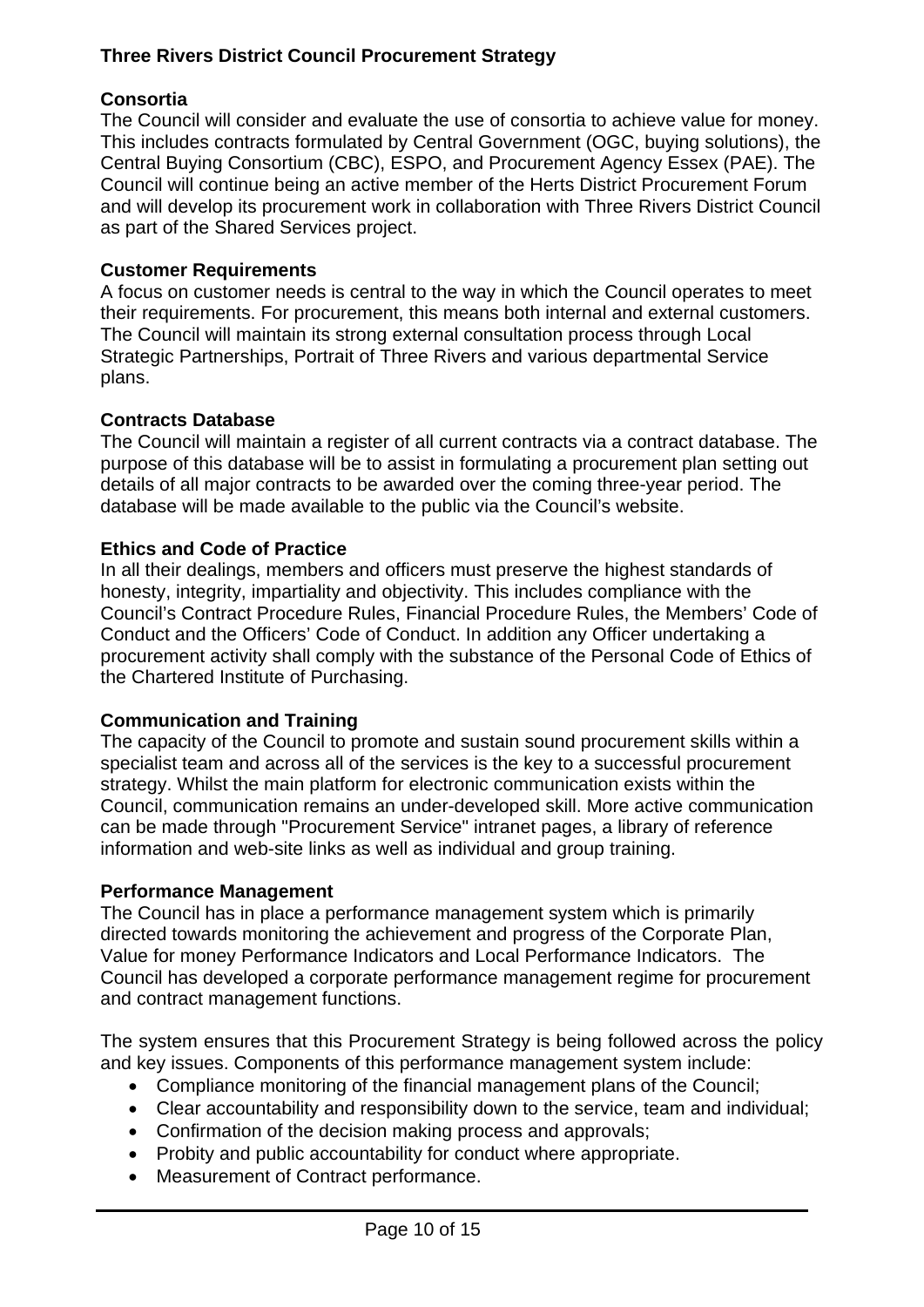**Consortia**

The Council will consider and evaluate the use of consortia to achieve value for money. This includes contracts formulated by Central Government (OGC, buying solutions), the Central Buying Consortium (CBC), ESPO, and Procurement Agency Essex (PAE). The Council will continue being an active member of the Herts District Procurement Forum and will develop its procurement work in collaboration with Three Rivers District Council as part of the Shared Services project.

**Customer Requirements**

A focus on customer needs is central to the way in which the Council operates to meet their requirements. For procurement, this means both internal and external customers. The Council will maintain its strong external consultation process through Local Strategic Partnerships, Portrait of Three Rivers and various departmental Service plans.

**Contracts Database**

The Council will maintain a register of all current contracts via a contract database. The purpose of this database will be to assist in formulating a procurement plan setting out details of all major contracts to be awarded over the coming three-year period. The database will be made available to the public via the Council's website.

**Ethics and Code of Practice**

In all their dealings, members and officers must preserve the highest standards of honesty, integrity, impartiality and objectivity. This includes compliance with the Council's Contract Procedure Rules, Financial Procedure Rules, the Members' Code of Conduct and the Officers' Code of Conduct. In addition any Officer undertaking a procurement activity shall comply with the substance of the Personal Code of Ethics of the Chartered Institute of Purchasing.

**Communication and Training**

The capacity of the Council to promote and sustain sound procurement skills within a specialist team and across all of the services is the key to a successful procurement strategy. Whilst the main platform for electronic communication exists within the Council, communication remains an under-developed skill. More active communication can be made through "Procurement Service" intranet pages, a library of reference information and web-site links as well as individual and group training.

**Performance Management**

The Council has in place a performance management system which is primarily directed towards monitoring the achievement and progress of the Corporate Plan, Value for money Performance Indicators and Local Performance Indicators. The Council has developed a corporate performance management regime for procurement and contract management functions.

The system ensures that this Procurement Strategy is being followed across the policy and key issues. Components of this performance management system include:

- Compliance monitoring of the financial management plans of the Council;
- Clear accountability and responsibility down to the service, team and individual;
- Confirmation of the decision making process and approvals;
- Probity and public accountability for conduct where appropriate.
- Measurement of Contract performance.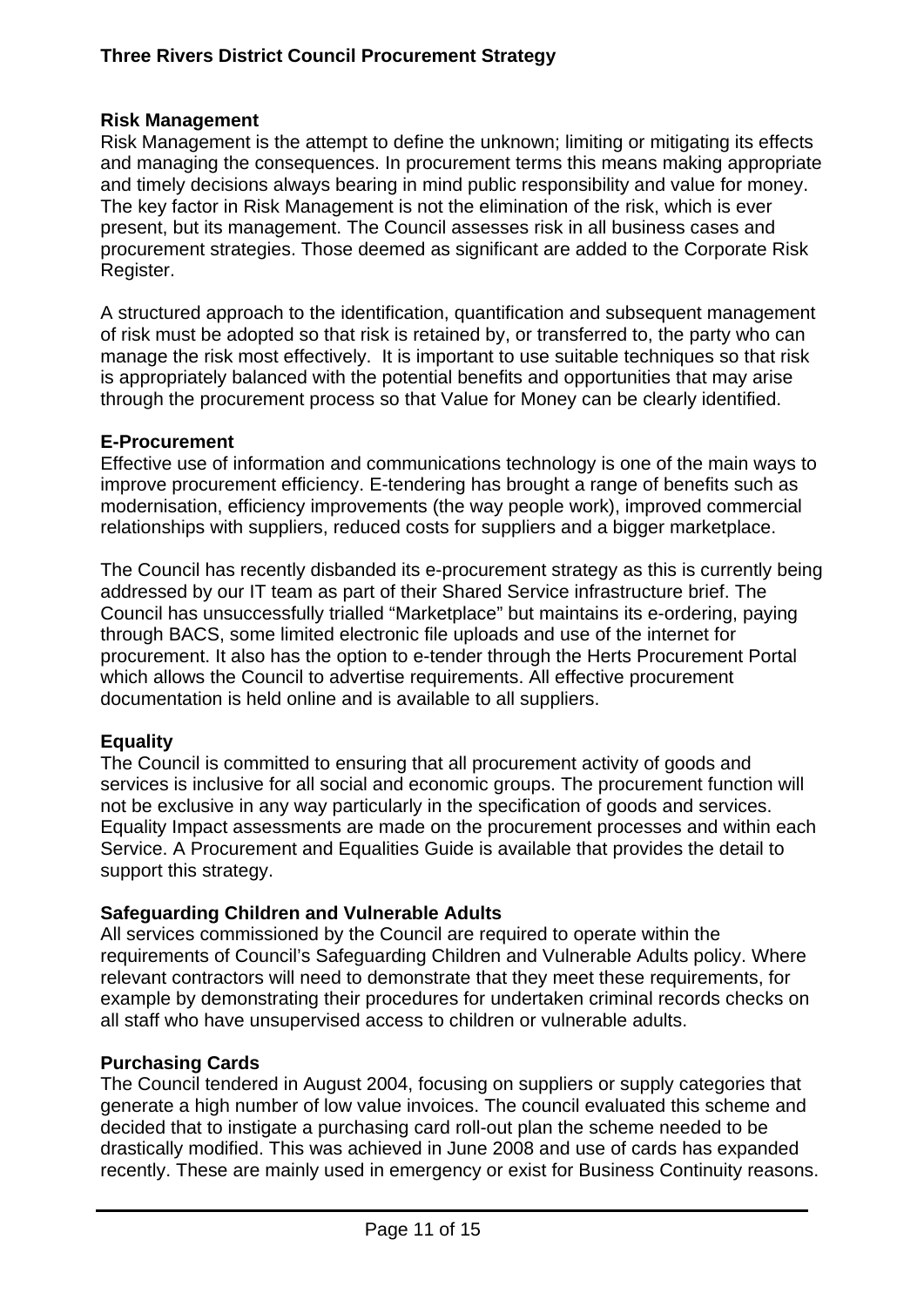## Risk Management

Risk Management is the attempt to define the unknown; limiting or mitigating its effects and managing the consequences. In procurement terms this means making appropriate and timely decisions always bearing in mind public responsibility and value for money. The key factor in Risk Management is not the elimination of the risk, which is ever present, but its management. The Council assesses risk in all business cases and procurement strategies. Those deemed as significant are added to the Corporate Risk Register.

A structured approach to the identification, quantification and subsequent management of risk must be adopted so that risk is retained by, or transferred to, the party who can manage the risk most effectively. It is important to use suitable techniques so that risk is appropriately balanced with the potential benefits and opportunities that may arise through the procurement process so that Value for Money can be clearly identified.

## E-Procurement

Effective use of information and communications technology is one of the main ways to improve procurement efficiency. E-tendering has brought a range of benefits such as modernisation, efficiency improvements (the way people work), improved commercial relationships with suppliers, reduced costs for suppliers and a bigger marketplace.

The Council has recently disbanded its e-procurement strategy as this is currently being addressed by our IT team as part of their Shared Service infrastructure brief. The Council has unsuccessfully trialled "Marketplace" but maintains its e-ordering, paying through BACS, some limited electronic file uploads and use of the internet for procurement. It also has the option to e-tender through the Herts Procurement Portal which allows the Council to advertise requirements. All effective procurement documentation is held online and is available to all suppliers.

## Equality

The Council is committed to ensuring that all procurement activity of goods and services is inclusive for all social and economic groups. The procurement function will not be exclusive in any way particularly in the specification of goods and services. Equality Impact assessments are made on the procurement processes and within each Service. A Procurement and Equalities Guide is available that provides the detail to support this strategy.

## Safeguarding Children and Vulnerable Adults

All services commissioned by the Council are required to operate within the requirements of Council's Safeguarding Children and Vulnerable Adults policy. Where relevant contractors will need to demonstrate that they meet these requirements, for example by demonstrating their procedures for undertaken criminal records checks on all staff who have unsupervised access to children or vulnerable adults.

## Purchasing Cards

The Council tendered in August 2004, focusing on suppliers or supply categories that generate a high number of low value invoices. The council evaluated this scheme and decided that to instigate a purchasing card roll-out plan the scheme needed to be drastically modified. This was achieved in June 2008 and use of cards has expanded recently. These are mainly used in emergency or exist for Business Continuity reasons.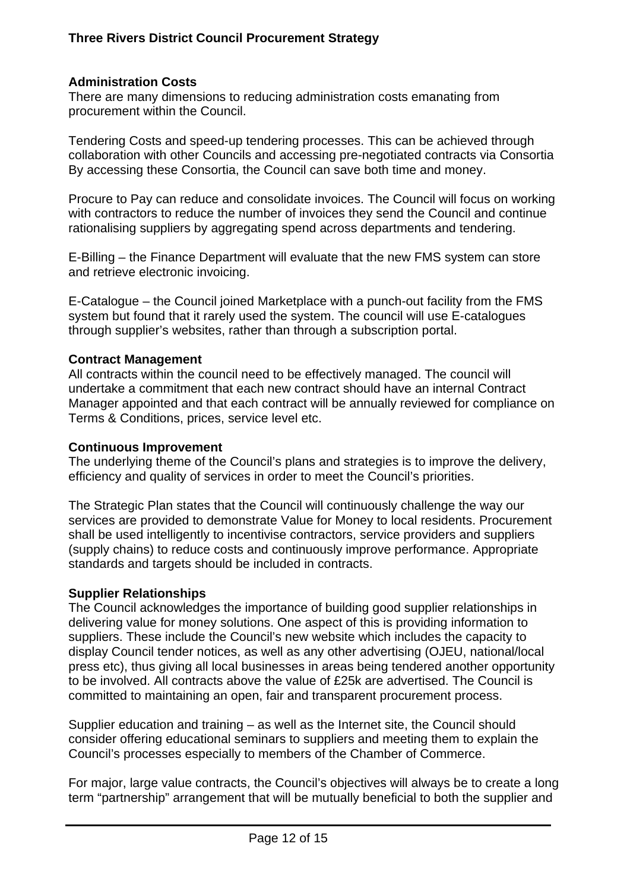## Administration Costs

There are many dimensions to reducing administration costs emanating from procurement within the Council.

Tendering Costs and speed-up tendering processes. This can be achieved through collaboration with other Councils and accessing pre-negotiated contracts via Consortia By accessing these Consortia, the Council can save both time and money.

Procure to Pay can reduce and consolidate invoices. The Council will focus on working with contractors to reduce the number of invoices they send the Council and continue rationalising suppliers by aggregating spend across departments and tendering.

E-Billing – the Finance Department will evaluate that the new FMS system can store and retrieve electronic invoicing.

E-Catalogue – the Council joined Marketplace with a punch-out facility from the FMS system but found that it rarely used the system. The council will use E-catalogues through supplier's websites, rather than through a subscription portal.

## Contract Management

All contracts within the council need to be effectively managed. The council will undertake a commitment that each new contract should have an internal Contract Manager appointed and that each contract will be annually reviewed for compliance on Terms & Conditions, prices, service level etc.

## Continuous Improvement

The underlying theme of the Council's plans and strategies is to improve the delivery, efficiency and quality of services in order to meet the Council's priorities.

The Strategic Plan states that the Council will continuously challenge the way our services are provided to demonstrate Value for Money to local residents. Procurement shall be used intelligently to incentivise contractors, service providers and suppliers (supply chains) to reduce costs and continuously improve performance. Appropriate standards and targets should be included in contracts.

## Supplier Relationships

The Council acknowledges the importance of building good supplier relationships in delivering value for money solutions. One aspect of this is providing information to suppliers. These include the Council's new website which includes the capacity to display Council tender notices, as well as any other advertising (OJEU, national/local press etc), thus giving all local businesses in areas being tendered another opportunity to be involved. All contracts above the value of £25k are advertised. The Council is committed to maintaining an open, fair and transparent procurement process.

Supplier education and training – as well as the Internet site, the Council should consider offering educational seminars to suppliers and meeting them to explain the Council's processes especially to members of the Chamber of Commerce.

For major, large value contracts, the Council's objectives will always be to create a long term "partnership" arrangement that will be mutually beneficial to both the supplier and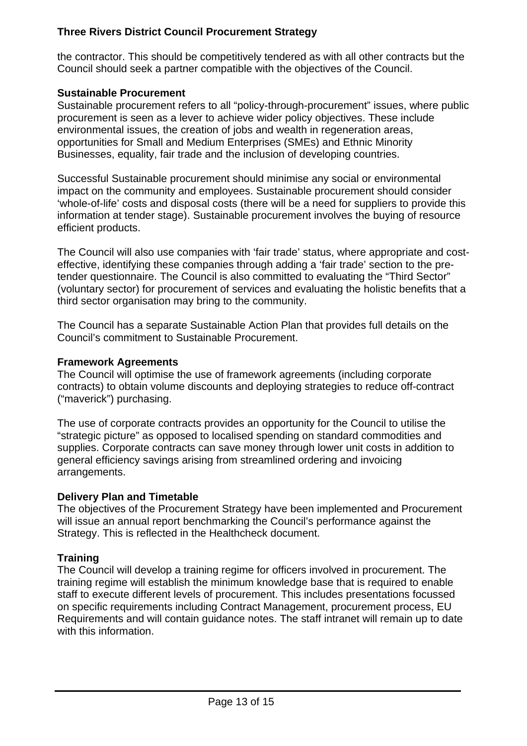the contractor. This should be competitively tendered as with all other contracts but the Council should seek a partner compatible with the objectives of the Council.

**Sustainable Procurement**
Sustainable procurement refers to all "policy-through-procurement" issues, where public procurement is seen as a lever to achieve wider policy objectives. These include environmental issues, the creation of jobs and wealth in regeneration areas, opportunities for Small and Medium Enterprises (SMEs) and Ethnic Minority Businesses, equality, fair trade and the inclusion of developing countries.

Successful Sustainable procurement should minimise any social or environmental impact on the community and employees. Sustainable procurement should consider 'whole-of-life' costs and disposal costs (there will be a need for suppliers to provide this information at tender stage). Sustainable procurement involves the buying of resource efficient products.

The Council will also use companies with 'fair trade' status, where appropriate and cost-effective, identifying these companies through adding a 'fair trade' section to the pre-tender questionnaire. The Council is also committed to evaluating the "Third Sector" (voluntary sector) for procurement of services and evaluating the holistic benefits that a third sector organisation may bring to the community.

The Council has a separate Sustainable Action Plan that provides full details on the Council's commitment to Sustainable Procurement.

**Framework Agreements**
The Council will optimise the use of framework agreements (including corporate contracts) to obtain volume discounts and deploying strategies to reduce off-contract ("maverick") purchasing.

The use of corporate contracts provides an opportunity for the Council to utilise the "strategic picture" as opposed to localised spending on standard commodities and supplies. Corporate contracts can save money through lower unit costs in addition to general efficiency savings arising from streamlined ordering and invoicing arrangements.

**Delivery Plan and Timetable**
The objectives of the Procurement Strategy have been implemented and Procurement will issue an annual report benchmarking the Council's performance against the Strategy. This is reflected in the Healthcheck document.

**Training**
The Council will develop a training regime for officers involved in procurement. The training regime will establish the minimum knowledge base that is required to enable staff to execute different levels of procurement. This includes presentations focussed on specific requirements including Contract Management, procurement process, EU Requirements and will contain guidance notes. The staff intranet will remain up to date with this information.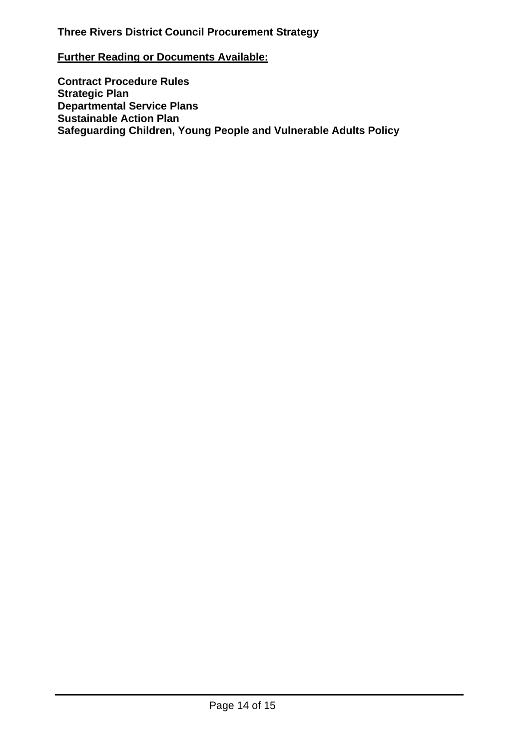**Further Reading or Documents Available:**

**Contract Procedure Rules**
**Strategic Plan**
**Departmental Service Plans**
**Sustainable Action Plan**
**Safeguarding Children, Young People and Vulnerable Adults Policy**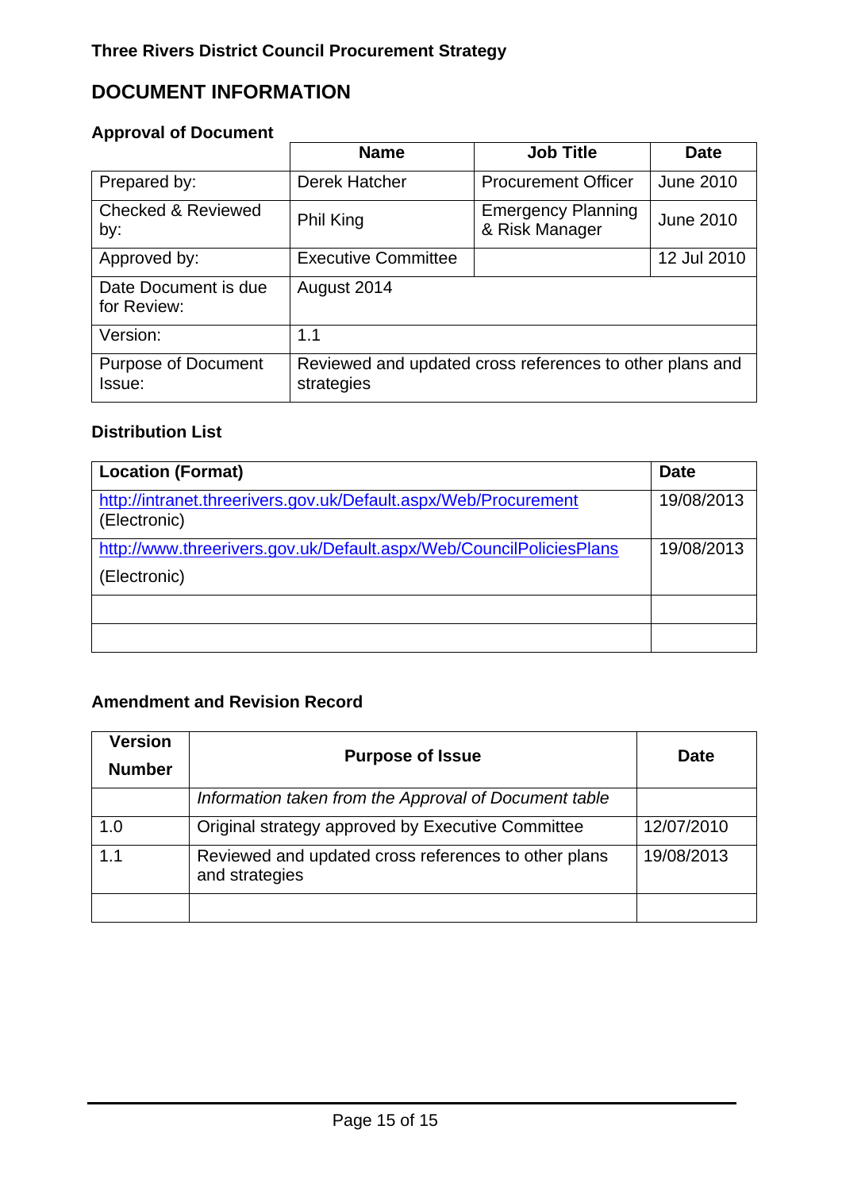**Three Rivers District Council Procurement Strategy**

## DOCUMENT INFORMATION

### Approval of Document

| | Name | Job Title | Date |
|---|---|---|---|
| Prepared by: | Derek Hatcher | Procurement Officer | June 2010 |
| Checked & Reviewed by: | Phil King | Emergency Planning & Risk Manager | June 2010 |
| Approved by: | Executive Committee | | 12 Jul 2010 |
| Date Document is due for Review: | August 2014 | | |
| Version: | 1.1 | | |
| Purpose of Document Issue: | Reviewed and updated cross references to other plans and strategies | | |

### Distribution List

| Location (Format) | Date |
|---|---|
| http://intranet.threerivers.gov.uk/Default.aspx/Web/Procurement (Electronic) | 19/08/2013 |
| http://www.threerivers.gov.uk/Default.aspx/Web/CouncilPoliciesPlans (Electronic) | 19/08/2013 |
| | |
| | |

### Amendment and Revision Record

| Version Number | Purpose of Issue | Date |
|---|---|---|
| | *Information taken from the Approval of Document table* | |
| 1.0 | Original strategy approved by Executive Committee | 12/07/2010 |
| 1.1 | Reviewed and updated cross references to other plans and strategies | 19/08/2013 |
| | | |